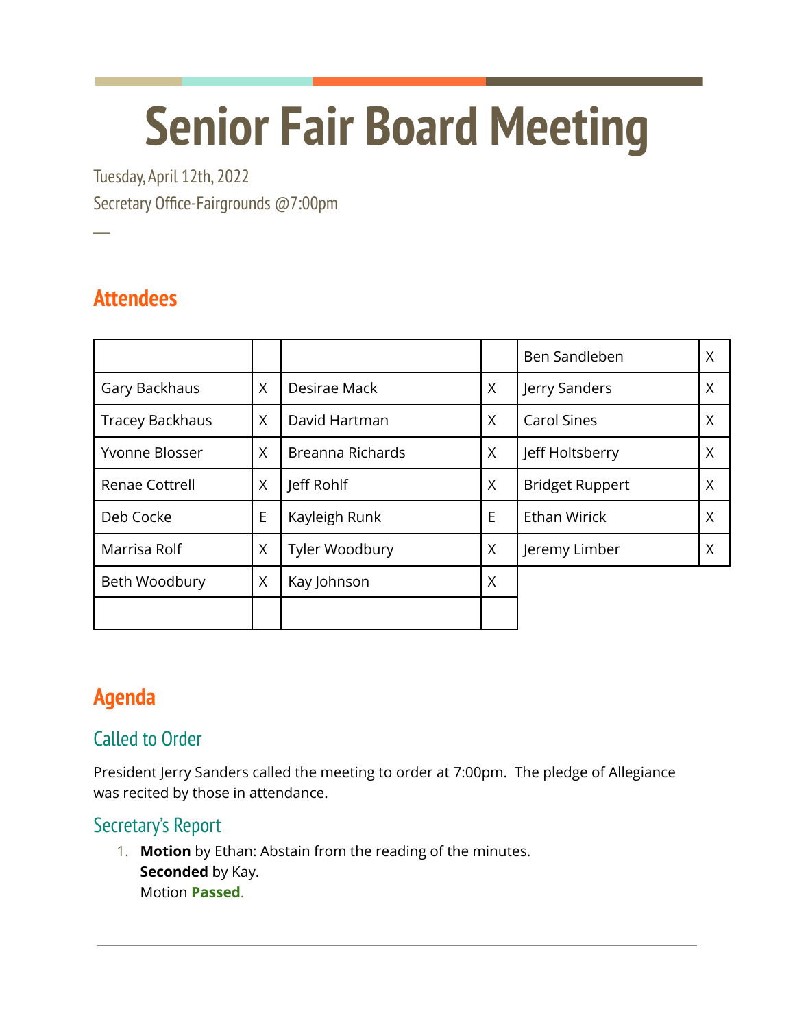# Senior Fair Board Meeting

Tuesday, April 12th, 2022

Secretary Office-Fairgrounds @7:00pm

—

## Attendees

| | | | | | |
|---|---|---|---|---|---|
| | | | | Ben Sandleben | X |
| Gary Backhaus | X | Desirae Mack | X | Jerry Sanders | X |
| Tracey Backhaus | X | David Hartman | X | Carol Sines | X |
| Yvonne Blosser | X | Breanna Richards | X | Jeff Holtsberry | X |
| Renae Cottrell | X | Jeff Rohlf | X | Bridget Ruppert | X |
| Deb Cocke | E | Kayleigh Runk | E | Ethan Wirick | X |
| Marrisa Rolf | X | Tyler Woodbury | X | Jeremy Limber | X |
| Beth Woodbury | X | Kay Johnson | X | | |
| | | | | | |

## Agenda

### Called to Order

President Jerry Sanders called the meeting to order at 7:00pm. The pledge of Allegiance was recited by those in attendance.

### Secretary's Report

1. **Motion** by Ethan: Abstain from the reading of the minutes.
   **Seconded** by Kay.
   Motion **Passed**.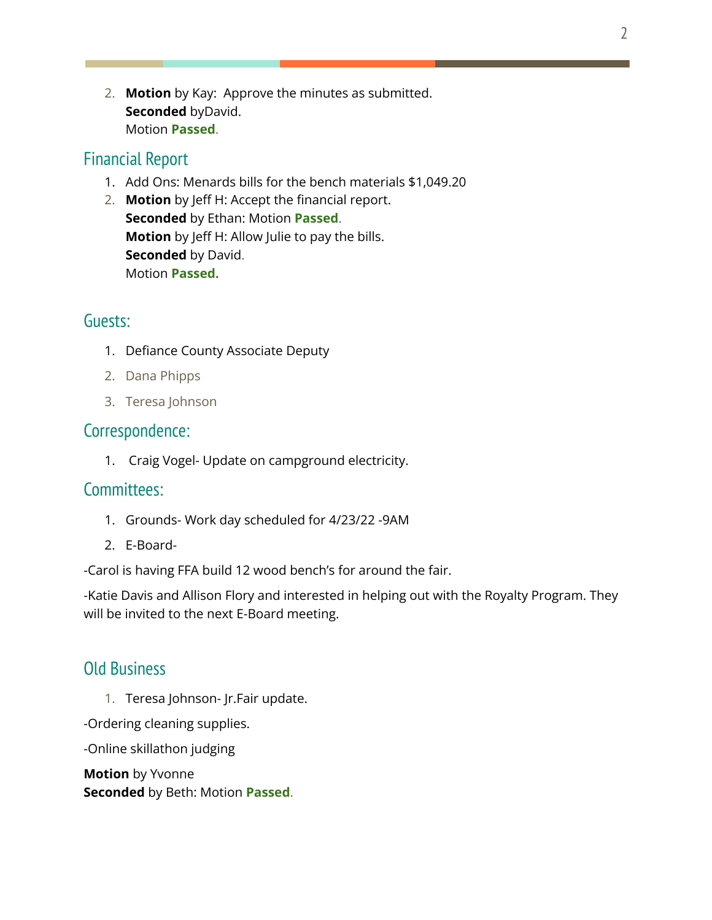2. **Motion** by Kay: Approve the minutes as submitted.
   **Seconded** byDavid.
   Motion **Passed**.

## Financial Report

1. Add Ons: Menards bills for the bench materials $1,049.20
2. **Motion** by Jeff H: Accept the financial report.
   **Seconded** by Ethan: Motion **Passed**.
   **Motion** by Jeff H: Allow Julie to pay the bills.
   **Seconded** by David.
   Motion **Passed.**

## Guests:

1. Defiance County Associate Deputy
2. Dana Phipps
3. Teresa Johnson

## Correspondence:

1. Craig Vogel- Update on campground electricity.

## Committees:

1. Grounds- Work day scheduled for 4/23/22 -9AM
2. E-Board-

-Carol is having FFA build 12 wood bench's for around the fair.

-Katie Davis and Allison Flory and interested in helping out with the Royalty Program. They will be invited to the next E-Board meeting.

## Old Business

1. Teresa Johnson- Jr.Fair update.

-Ordering cleaning supplies.

-Online skillathon judging

**Motion** by Yvonne
**Seconded** by Beth: Motion **Passed**.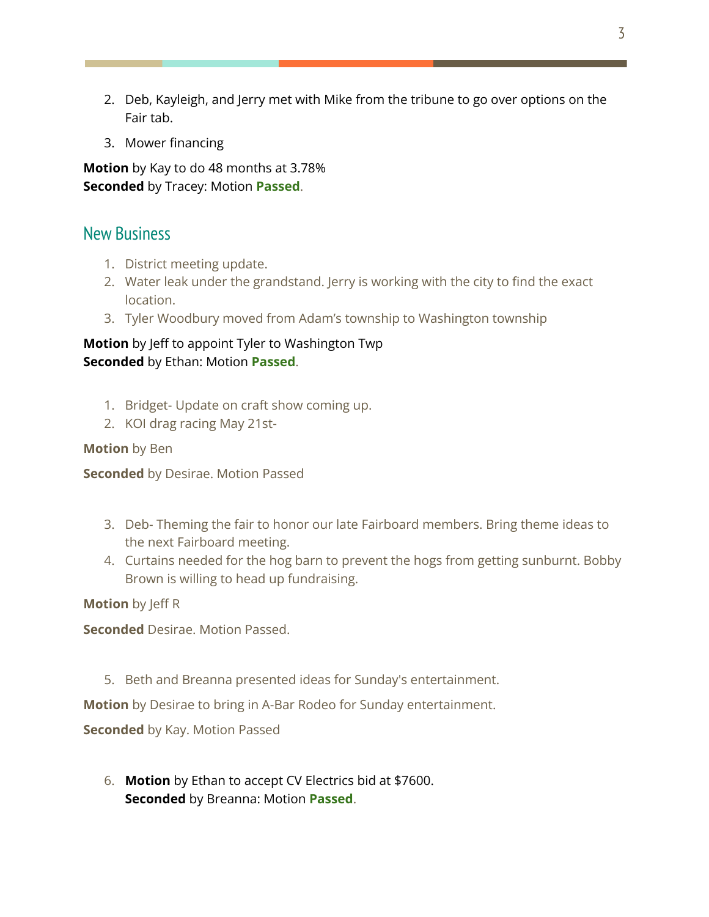2. Deb, Kayleigh, and Jerry met with Mike from the tribune to go over options on the Fair tab.

3. Mower financing

**Motion** by Kay to do 48 months at 3.78%
**Seconded** by Tracey: Motion **Passed**.

## New Business

1. District meeting update.
2. Water leak under the grandstand. Jerry is working with the city to find the exact location.
3. Tyler Woodbury moved from Adam's township to Washington township

**Motion** by Jeff to appoint Tyler to Washington Twp
**Seconded** by Ethan: Motion **Passed**.

1. Bridget- Update on craft show coming up.
2. KOI drag racing May 21st-

**Motion** by Ben

**Seconded** by Desirae. Motion Passed

3. Deb- Theming the fair to honor our late Fairboard members. Bring theme ideas to the next Fairboard meeting.
4. Curtains needed for the hog barn to prevent the hogs from getting sunburnt. Bobby Brown is willing to head up fundraising.

**Motion** by Jeff R

**Seconded** Desirae. Motion Passed.

5. Beth and Breanna presented ideas for Sunday's entertainment.

**Motion** by Desirae to bring in A-Bar Rodeo for Sunday entertainment.

**Seconded** by Kay. Motion Passed

6. **Motion** by Ethan to accept CV Electrics bid at $7600.
   **Seconded** by Breanna: Motion **Passed**.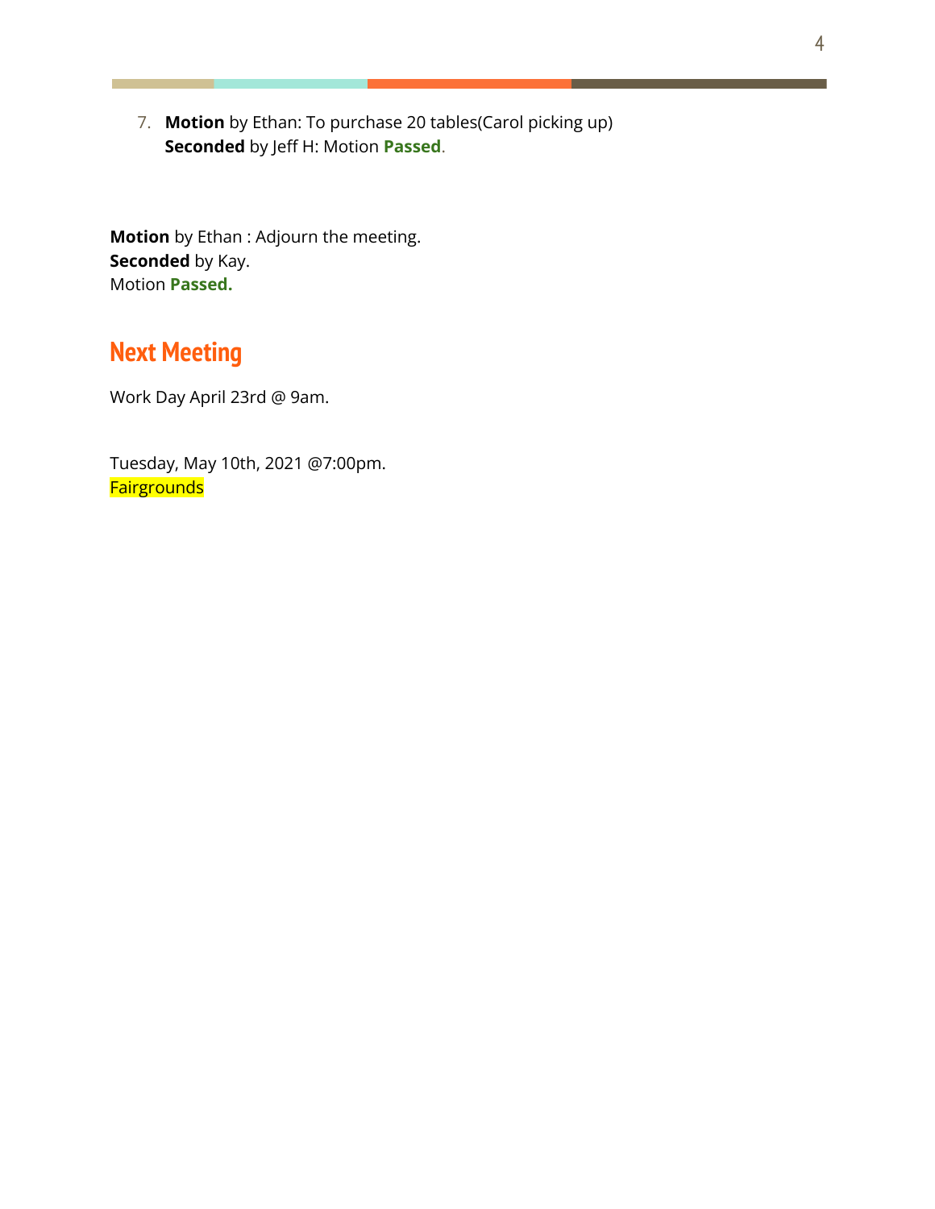7. **Motion** by Ethan: To purchase 20 tables(Carol picking up)
   **Seconded** by Jeff H: Motion **Passed**.

**Motion** by Ethan : Adjourn the meeting.
**Seconded** by Kay.
Motion **Passed.**

## Next Meeting

Work Day April 23rd @ 9am.

Tuesday, May 10th, 2021 @7:00pm.
Fairgrounds